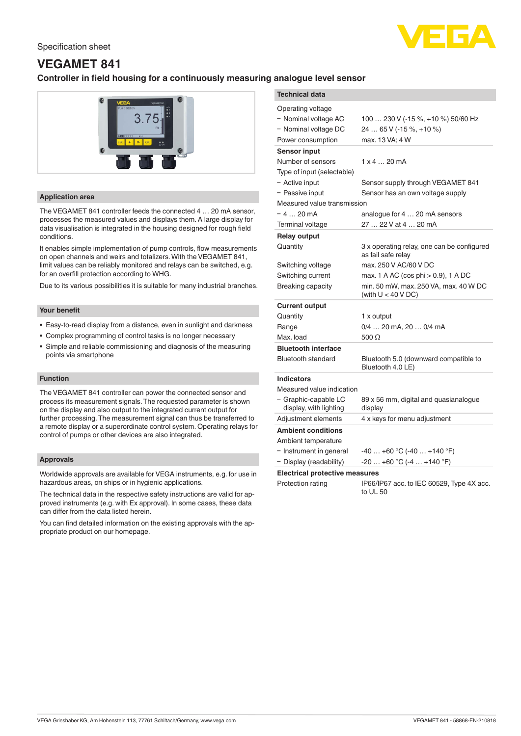Specification sheet

# VEGAMET 841

## Controller in field housing for a continuously measuring analogue level sensor

### Application area

The VEGAMET 841 controller feeds the connected 4 … 20 mA sensor, processes the measured values and displays them. A large display for data visualisation is integrated in the housing designed for rough field conditions.

It enables simple implementation of pump controls, flow measurements on open channels and weirs and totalizers. With the VEGAMET 841, limit values can be reliably monitored and relays can be switched, e.g. for an overfill protection according to WHG.

Due to its various possibilities it is suitable for many industrial branches.

### Your benefit

- Easy-to-read display from a distance, even in sunlight and darkness
- Complex programming of control tasks is no longer necessary
- Simple and reliable commissioning and diagnosis of the measuring points via smartphone

### Function

The VEGAMET 841 controller can power the connected sensor and process its measurement signals. The requested parameter is shown on the display and also output to the integrated current output for further processing. The measurement signal can thus be transferred to a remote display or a superordinate control system. Operating relays for control of pumps or other devices are also integrated.

### Approvals

Worldwide approvals are available for VEGA instruments, e.g. for use in hazardous areas, on ships or in hygienic applications.

The technical data in the respective safety instructions are valid for approved instruments (e.g. with Ex approval). In some cases, these data can differ from the data listed herein.

You can find detailed information on the existing approvals with the appropriate product on our homepage.

### Technical data

| | |
|---|---|
| Operating voltage | |
| – Nominal voltage AC | 100 … 230 V (-15 %, +10 %) 50/60 Hz |
| – Nominal voltage DC | 24 … 65 V (-15 %, +10 %) |
| Power consumption | max. 13 VA; 4 W |
| **Sensor input** | |
| Number of sensors | 1 x 4 … 20 mA |
| Type of input (selectable) | |
| – Active input | Sensor supply through VEGAMET 841 |
| – Passive input | Sensor has an own voltage supply |
| Measured value transmission | |
| – 4 … 20 mA | analogue for 4 … 20 mA sensors |
| Terminal voltage | 27 … 22 V at 4 … 20 mA |
| **Relay output** | |
| Quantity | 3 x operating relay, one can be configured as fail safe relay |
| Switching voltage | max. 250 V AC/60 V DC |
| Switching current | max. 1 A AC (cos phi > 0.9), 1 A DC |
| Breaking capacity | min. 50 mW, max. 250 VA, max. 40 W DC (with U < 40 V DC) |
| **Current output** | |
| Quantity | 1 x output |
| Range | 0/4 … 20 mA, 20 … 0/4 mA |
| Max. load | 500 Ω |
| **Bluetooth interface** | |
| Bluetooth standard | Bluetooth 5.0 (downward compatible to Bluetooth 4.0 LE) |
| **Indicators** | |
| Measured value indication | |
| – Graphic-capable LC display, with lighting | 89 x 56 mm, digital and quasianalogue display |
| Adjustment elements | 4 x keys for menu adjustment |
| **Ambient conditions** | |
| Ambient temperature | |
| – Instrument in general | -40 … +60 °C (-40 … +140 °F) |
| – Display (readability) | -20 … +60 °C (-4 … +140 °F) |
| **Electrical protective measures** | |
| Protection rating | IP66/IP67 acc. to IEC 60529, Type 4X acc. to UL 50 |

VEGA Grieshaber KG, Am Hohenstein 113, 77761 Schiltach/Germany, www.vega.com

VEGAMET 841 - 58868-EN-210818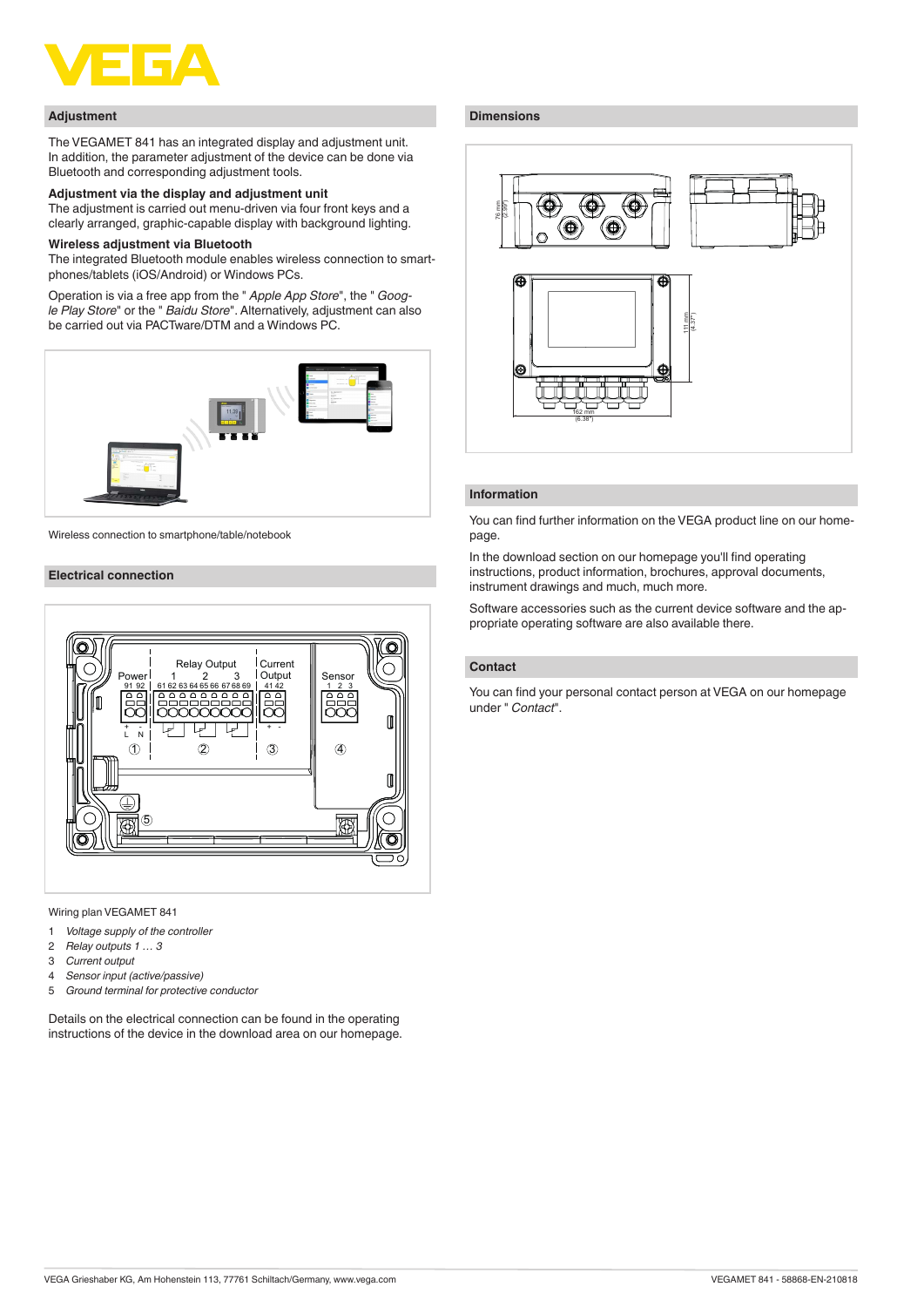## Adjustment

The VEGAMET 841 has an integrated display and adjustment unit. In addition, the parameter adjustment of the device can be done via Bluetooth and corresponding adjustment tools.

**Adjustment via the display and adjustment unit**
The adjustment is carried out menu-driven via four front keys and a clearly arranged, graphic-capable display with background lighting.

**Wireless adjustment via Bluetooth**
The integrated Bluetooth module enables wireless connection to smartphones/tablets (iOS/Android) or Windows PCs.

Operation is via a free app from the " *Apple App Store*", the " *Google Play Store*" or the " *Baidu Store*". Alternatively, adjustment can also be carried out via PACTware/DTM and a Windows PC.

Wireless connection to smartphone/table/notebook

## Electrical connection

Power
91 92
+ -
L N
①

Relay Output
1 2 3
61 62 63 64 65 66 67 68 69
②

Current Output
41 42
+ -
③

Sensor
1 2 3
④

⑤

Wiring plan VEGAMET 841

1. *Voltage supply of the controller*
2. *Relay outputs 1 … 3*
3. *Current output*
4. *Sensor input (active/passive)*
5. *Ground terminal for protective conductor*

Details on the electrical connection can be found in the operating instructions of the device in the download area on our homepage.

## Dimensions

76 mm (2.99")

111 mm (4.37")

162 mm (6.38")

## Information

You can find further information on the VEGA product line on our homepage.

In the download section on our homepage you'll find operating instructions, product information, brochures, approval documents, instrument drawings and much, much more.

Software accessories such as the current device software and the appropriate operating software are also available there.

## Contact

You can find your personal contact person at VEGA on our homepage under " *Contact*".